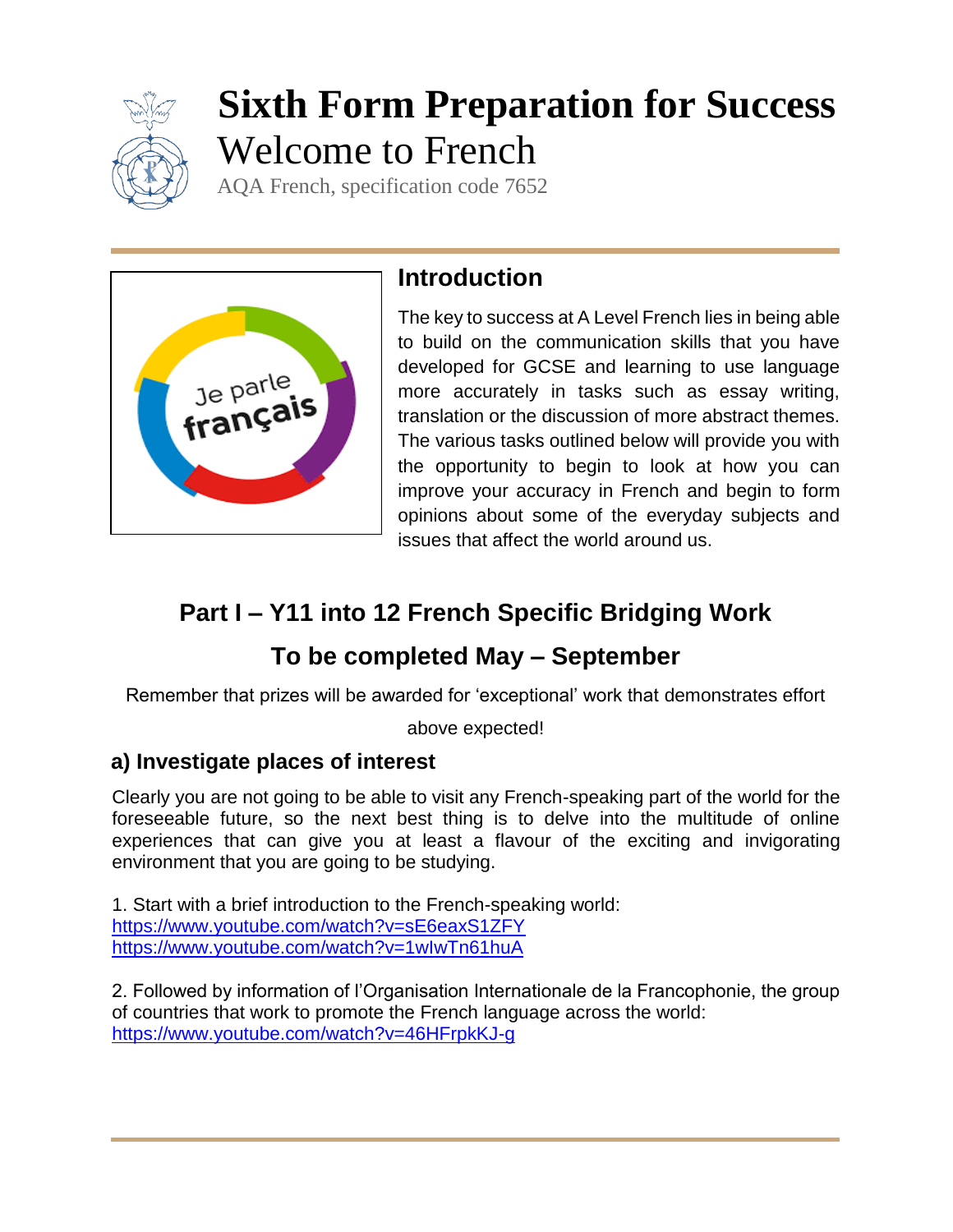# Sixth Form Preparation for Success

Welcome to French

AQA French, specification code 7652

## Introduction

The key to success at A Level French lies in being able to build on the communication skills that you have developed for GCSE and learning to use language more accurately in tasks such as essay writing, translation or the discussion of more abstract themes. The various tasks outlined below will provide you with the opportunity to begin to look at how you can improve your accuracy in French and begin to form opinions about some of the everyday subjects and issues that affect the world around us.

## Part I – Y11 into 12 French Specific Bridging Work

## To be completed May – September

Remember that prizes will be awarded for 'exceptional' work that demonstrates effort above expected!

### a) Investigate places of interest

Clearly you are not going to be able to visit any French-speaking part of the world for the foreseeable future, so the next best thing is to delve into the multitude of online experiences that can give you at least a flavour of the exciting and invigorating environment that you are going to be studying.

1. Start with a brief introduction to the French-speaking world:
https://www.youtube.com/watch?v=sE6eaxS1ZFY
https://www.youtube.com/watch?v=1wIwTn61huA

2. Followed by information of l'Organisation Internationale de la Francophonie, the group of countries that work to promote the French language across the world:
https://www.youtube.com/watch?v=46HFrpkKJ-g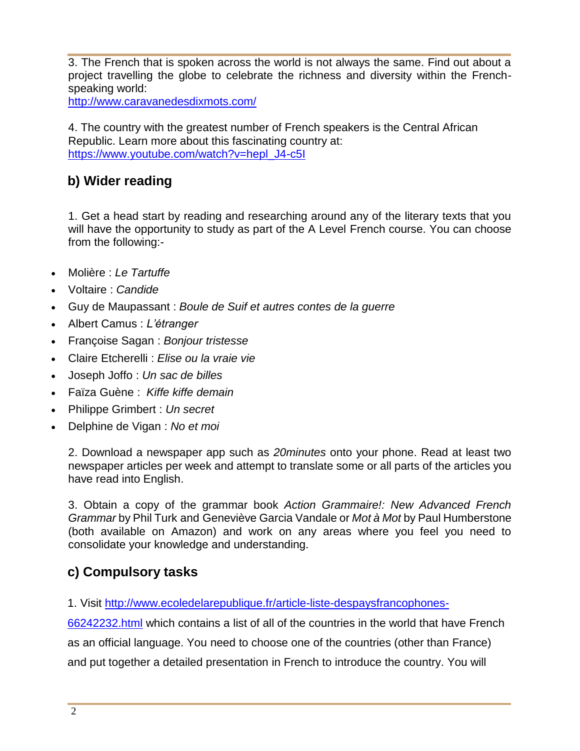3. The French that is spoken across the world is not always the same. Find out about a project travelling the globe to celebrate the richness and diversity within the French-speaking world:
[http://www.caravanedesdixmots.com/](http://www.caravanedesdixmots.com/)

4. The country with the greatest number of French speakers is the Central African Republic. Learn more about this fascinating country at:
[https://www.youtube.com/watch?v=hepl_J4-c5I](https://www.youtube.com/watch?v=hepl_J4-c5I)

## b) Wider reading

1. Get a head start by reading and researching around any of the literary texts that you will have the opportunity to study as part of the A Level French course. You can choose from the following:-

- Molière : *Le Tartuffe*
- Voltaire : *Candide*
- Guy de Maupassant : *Boule de Suif et autres contes de la guerre*
- Albert Camus : *L'étranger*
- Françoise Sagan : *Bonjour tristesse*
- Claire Etcherelli : *Elise ou la vraie vie*
- Joseph Joffo : *Un sac de billes*
- Faïza Guène : *Kiffe kiffe demain*
- Philippe Grimbert : *Un secret*
- Delphine de Vigan : *No et moi*

2. Download a newspaper app such as *20minutes* onto your phone. Read at least two newspaper articles per week and attempt to translate some or all parts of the articles you have read into English.

3. Obtain a copy of the grammar book *Action Grammaire!: New Advanced French Grammar* by Phil Turk and Geneviève Garcia Vandale or *Mot à Mot* by Paul Humberstone (both available on Amazon) and work on any areas where you feel you need to consolidate your knowledge and understanding.

## c) Compulsory tasks

1. Visit [http://www.ecoledelarepublique.fr/article-liste-despaysfrancophones-66242232.html](http://www.ecoledelarepublique.fr/article-liste-despaysfrancophones-66242232.html) which contains a list of all of the countries in the world that have French as an official language. You need to choose one of the countries (other than France) and put together a detailed presentation in French to introduce the country. You will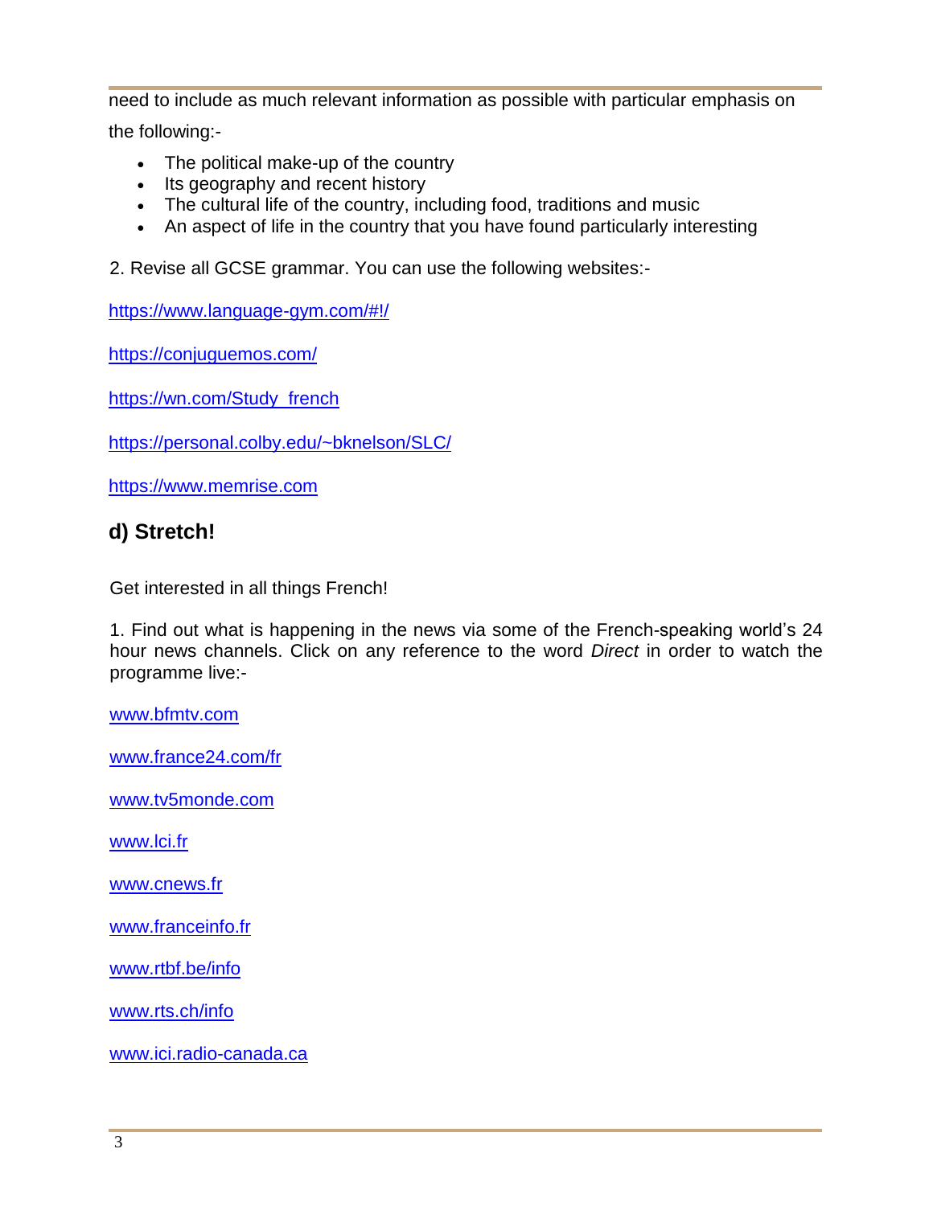need to include as much relevant information as possible with particular emphasis on the following:-

- The political make-up of the country
- Its geography and recent history
- The cultural life of the country, including food, traditions and music
- An aspect of life in the country that you have found particularly interesting

2. Revise all GCSE grammar. You can use the following websites:-

https://www.language-gym.com/#!/

https://conjuguemos.com/

https://wn.com/Study_french

https://personal.colby.edu/~bknelson/SLC/

https://www.memrise.com

## d) Stretch!

Get interested in all things French!

1. Find out what is happening in the news via some of the French-speaking world's 24 hour news channels. Click on any reference to the word *Direct* in order to watch the programme live:-

www.bfmtv.com

www.france24.com/fr

www.tv5monde.com

www.lci.fr

www.cnews.fr

www.franceinfo.fr

www.rtbf.be/info

www.rts.ch/info

www.ici.radio-canada.ca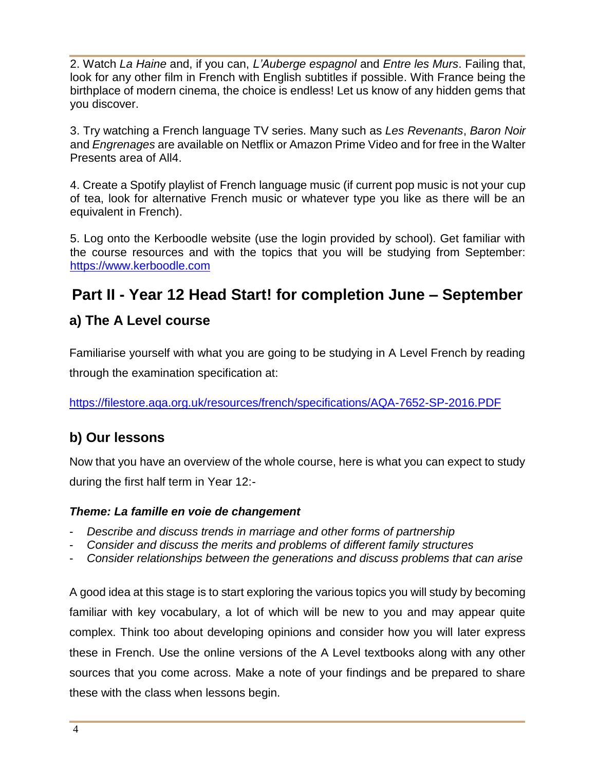2. Watch *La Haine* and, if you can, *L'Auberge espagnol* and *Entre les Murs*. Failing that, look for any other film in French with English subtitles if possible. With France being the birthplace of modern cinema, the choice is endless! Let us know of any hidden gems that you discover.

3. Try watching a French language TV series. Many such as *Les Revenants*, *Baron Noir* and *Engrenages* are available on Netflix or Amazon Prime Video and for free in the Walter Presents area of All4.

4. Create a Spotify playlist of French language music (if current pop music is not your cup of tea, look for alternative French music or whatever type you like as there will be an equivalent in French).

5. Log onto the Kerboodle website (use the login provided by school). Get familiar with the course resources and with the topics that you will be studying from September: https://www.kerboodle.com

# Part II - Year 12 Head Start! for completion June – September

## a) The A Level course

Familiarise yourself with what you are going to be studying in A Level French by reading through the examination specification at:

https://filestore.aqa.org.uk/resources/french/specifications/AQA-7652-SP-2016.PDF

## b) Our lessons

Now that you have an overview of the whole course, here is what you can expect to study during the first half term in Year 12:-

***Theme: La famille en voie de changement***

- *Describe and discuss trends in marriage and other forms of partnership*
- *Consider and discuss the merits and problems of different family structures*
- *Consider relationships between the generations and discuss problems that can arise*

A good idea at this stage is to start exploring the various topics you will study by becoming familiar with key vocabulary, a lot of which will be new to you and may appear quite complex. Think too about developing opinions and consider how you will later express these in French. Use the online versions of the A Level textbooks along with any other sources that you come across. Make a note of your findings and be prepared to share these with the class when lessons begin.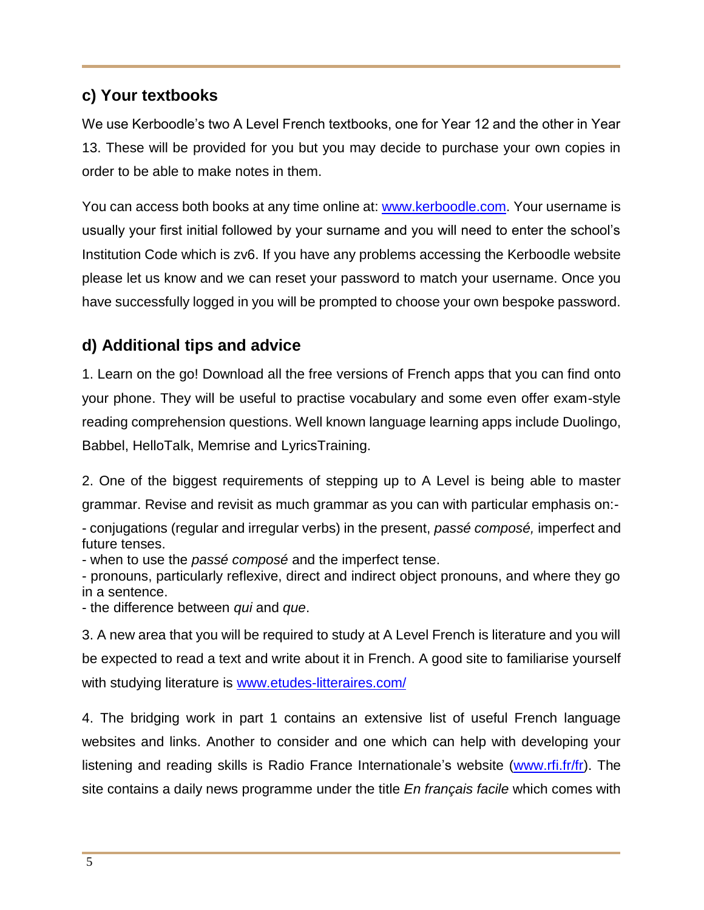## c) Your textbooks

We use Kerboodle's two A Level French textbooks, one for Year 12 and the other in Year 13. These will be provided for you but you may decide to purchase your own copies in order to be able to make notes in them.

You can access both books at any time online at: [www.kerboodle.com](http://www.kerboodle.com). Your username is usually your first initial followed by your surname and you will need to enter the school's Institution Code which is zv6. If you have any problems accessing the Kerboodle website please let us know and we can reset your password to match your username. Once you have successfully logged in you will be prompted to choose your own bespoke password.

## d) Additional tips and advice

1. Learn on the go! Download all the free versions of French apps that you can find onto your phone. They will be useful to practise vocabulary and some even offer exam-style reading comprehension questions. Well known language learning apps include Duolingo, Babbel, HelloTalk, Memrise and LyricsTraining.

2. One of the biggest requirements of stepping up to A Level is being able to master grammar. Revise and revisit as much grammar as you can with particular emphasis on:-

- conjugations (regular and irregular verbs) in the present, *passé composé,* imperfect and future tenses.
- when to use the *passé composé* and the imperfect tense.
- pronouns, particularly reflexive, direct and indirect object pronouns, and where they go in a sentence.
- the difference between *qui* and *que*.

3. A new area that you will be required to study at A Level French is literature and you will be expected to read a text and write about it in French. A good site to familiarise yourself with studying literature is [www.etudes-litteraires.com/](http://www.etudes-litteraires.com/)

4. The bridging work in part 1 contains an extensive list of useful French language websites and links. Another to consider and one which can help with developing your listening and reading skills is Radio France Internationale's website ([www.rfi.fr/fr](http://www.rfi.fr/fr)). The site contains a daily news programme under the title *En français facile* which comes with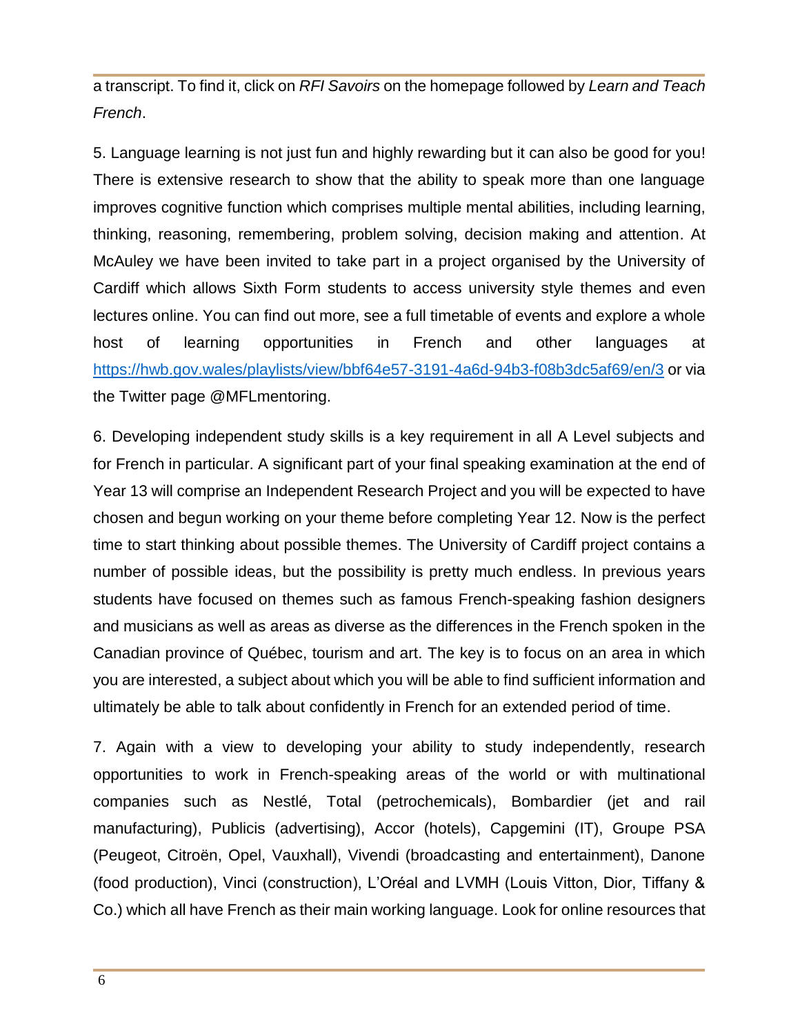a transcript. To find it, click on *RFI Savoirs* on the homepage followed by *Learn and Teach French*.

5. Language learning is not just fun and highly rewarding but it can also be good for you! There is extensive research to show that the ability to speak more than one language improves cognitive function which comprises multiple mental abilities, including learning, thinking, reasoning, remembering, problem solving, decision making and attention. At McAuley we have been invited to take part in a project organised by the University of Cardiff which allows Sixth Form students to access university style themes and even lectures online. You can find out more, see a full timetable of events and explore a whole host of learning opportunities in French and other languages at https://hwb.gov.wales/playlists/view/bbf64e57-3191-4a6d-94b3-f08b3dc5af69/en/3 or via the Twitter page @MFLmentoring.

6. Developing independent study skills is a key requirement in all A Level subjects and for French in particular. A significant part of your final speaking examination at the end of Year 13 will comprise an Independent Research Project and you will be expected to have chosen and begun working on your theme before completing Year 12. Now is the perfect time to start thinking about possible themes. The University of Cardiff project contains a number of possible ideas, but the possibility is pretty much endless. In previous years students have focused on themes such as famous French-speaking fashion designers and musicians as well as areas as diverse as the differences in the French spoken in the Canadian province of Québec, tourism and art. The key is to focus on an area in which you are interested, a subject about which you will be able to find sufficient information and ultimately be able to talk about confidently in French for an extended period of time.

7. Again with a view to developing your ability to study independently, research opportunities to work in French-speaking areas of the world or with multinational companies such as Nestlé, Total (petrochemicals), Bombardier (jet and rail manufacturing), Publicis (advertising), Accor (hotels), Capgemini (IT), Groupe PSA (Peugeot, Citroën, Opel, Vauxhall), Vivendi (broadcasting and entertainment), Danone (food production), Vinci (construction), L'Oréal and LVMH (Louis Vitton, Dior, Tiffany & Co.) which all have French as their main working language. Look for online resources that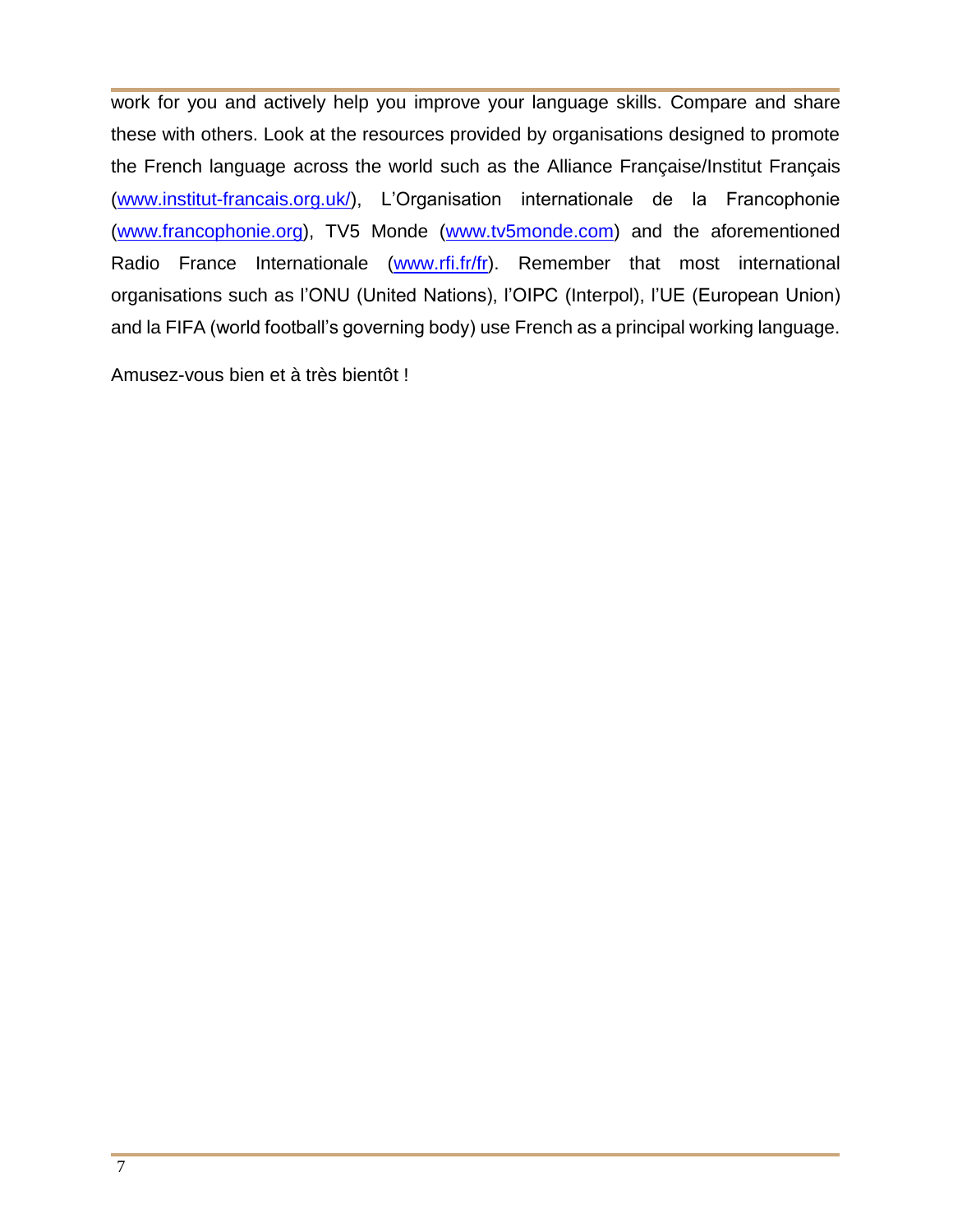work for you and actively help you improve your language skills. Compare and share these with others. Look at the resources provided by organisations designed to promote the French language across the world such as the Alliance Française/Institut Français (www.institut-francais.org.uk/), L'Organisation internationale de la Francophonie (www.francophonie.org), TV5 Monde (www.tv5monde.com) and the aforementioned Radio France Internationale (www.rfi.fr/fr). Remember that most international organisations such as l'ONU (United Nations), l'OIPC (Interpol), l'UE (European Union) and la FIFA (world football's governing body) use French as a principal working language.

Amusez-vous bien et à très bientôt !